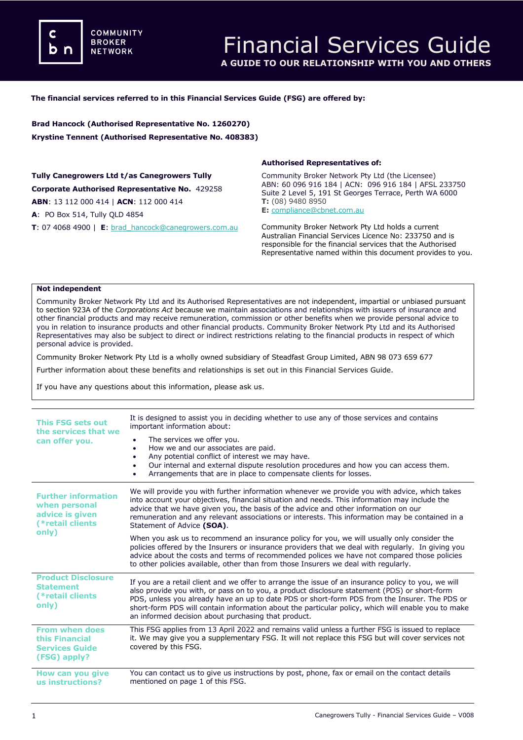# Financial Services Guide

**A GUIDE TO OUR RELATIONSHIP WITH YOU AND OTHERS**

**The financial services referred to in this Financial Services Guide (FSG) are offered by:**

**Brad Hancock (Authorised Representative No. 1260270)**
**Krystine Tennent (Authorised Representative No. 408383)**

**Tully Canegrowers Ltd t/as Canegrowers Tully**
**Corporate Authorised Representative No.** 429258
**ABN**: 13 112 000 414 | **ACN**: 112 000 414
**A**: PO Box 514, Tully QLD 4854
**T**: 07 4068 4900 | **E**: brad_hancock@canegrowers.com.au

**Authorised Representatives of:**

Community Broker Network Pty Ltd (the Licensee)
ABN: 60 096 916 184 | ACN: 096 916 184 | AFSL 233750
Suite 2 Level 5, 191 St Georges Terrace, Perth WA 6000
**T:** (08) 9480 8950
**E:** compliance@cbnet.com.au

Community Broker Network Pty Ltd holds a current Australian Financial Services Licence No: 233750 and is responsible for the financial services that the Authorised Representative named within this document provides to you.

**Not independent**

Community Broker Network Pty Ltd and its Authorised Representatives are not independent, impartial or unbiased pursuant to section 923A of the *Corporations Act* because we maintain associations and relationships with issuers of insurance and other financial products and may receive remuneration, commission or other benefits when we provide personal advice to you in relation to insurance products and other financial products. Community Broker Network Pty Ltd and its Authorised Representatives may also be subject to direct or indirect restrictions relating to the financial products in respect of which personal advice is provided.

Community Broker Network Pty Ltd is a wholly owned subsidiary of Steadfast Group Limited, ABN 98 073 659 677

Further information about these benefits and relationships is set out in this Financial Services Guide.

If you have any questions about this information, please ask us.

| | |
|---|---|
| **This FSG sets out the services that we can offer you.** | It is designed to assist you in deciding whether to use any of those services and contains important information about:<br>• The services we offer you.<br>• How we and our associates are paid.<br>• Any potential conflict of interest we may have.<br>• Our internal and external dispute resolution procedures and how you can access them.<br>• Arrangements that are in place to compensate clients for losses. |
| **Further information when personal advice is given (*retail clients only)** | We will provide you with further information whenever we provide you with advice, which takes into account your objectives, financial situation and needs. This information may include the advice that we have given you, the basis of the advice and other information on our remuneration and any relevant associations or interests. This information may be contained in a Statement of Advice (**SOA**).<br><br>When you ask us to recommend an insurance policy for you, we will usually only consider the policies offered by the Insurers or insurance providers that we deal with regularly. In giving you advice about the costs and terms of recommended polices we have not compared those policies to other policies available, other than from those Insurers we deal with regularly. |
| **Product Disclosure Statement (*retail clients only)** | If you are a retail client and we offer to arrange the issue of an insurance policy to you, we will also provide you with, or pass on to you, a product disclosure statement (PDS) or short-form PDS, unless you already have an up to date PDS or short-form PDS from the Insurer. The PDS or short-form PDS will contain information about the particular policy, which will enable you to make an informed decision about purchasing that product. |
| **From when does this Financial Services Guide (FSG) apply?** | This FSG applies from 13 April 2022 and remains valid unless a further FSG is issued to replace it. We may give you a supplementary FSG. It will not replace this FSG but will cover services not covered by this FSG. |
| **How can you give us instructions?** | You can contact us to give us instructions by post, phone, fax or email on the contact details mentioned on page 1 of this FSG. |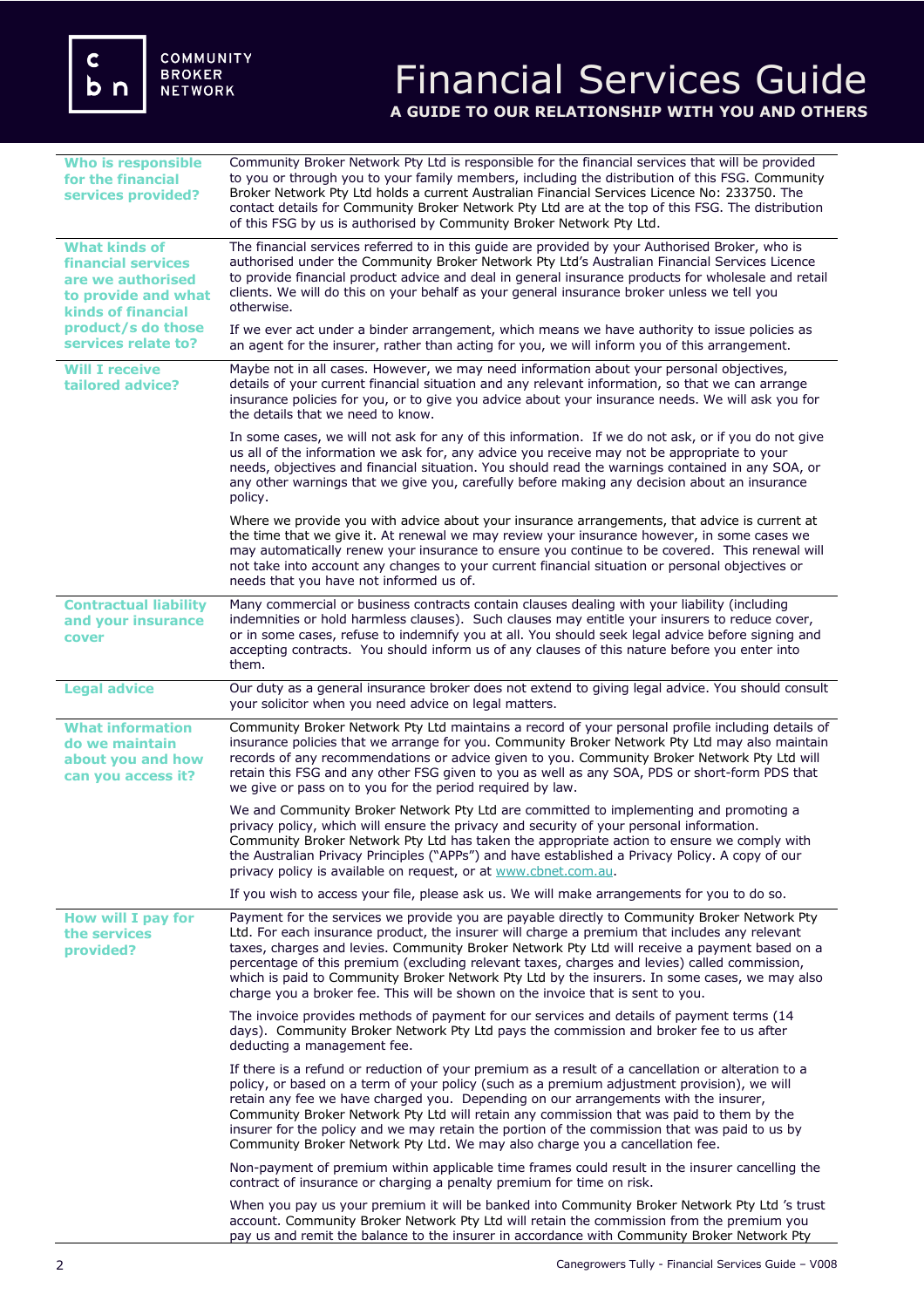# Financial Services Guide

**A GUIDE TO OUR RELATIONSHIP WITH YOU AND OTHERS**

### Who is responsible for the financial services provided?

Community Broker Network Pty Ltd is responsible for the financial services that will be provided to you or through you to your family members, including the distribution of this FSG. Community Broker Network Pty Ltd holds a current Australian Financial Services Licence No: 233750. The contact details for Community Broker Network Pty Ltd are at the top of this FSG. The distribution of this FSG by us is authorised by Community Broker Network Pty Ltd.

### What kinds of financial services are we authorised to provide and what kinds of financial product/s do those services relate to?

The financial services referred to in this guide are provided by your Authorised Broker, who is authorised under the Community Broker Network Pty Ltd's Australian Financial Services Licence to provide financial product advice and deal in general insurance products for wholesale and retail clients. We will do this on your behalf as your general insurance broker unless we tell you otherwise.

If we ever act under a binder arrangement, which means we have authority to issue policies as an agent for the insurer, rather than acting for you, we will inform you of this arrangement.

### Will I receive tailored advice?

Maybe not in all cases. However, we may need information about your personal objectives, details of your current financial situation and any relevant information, so that we can arrange insurance policies for you, or to give you advice about your insurance needs. We will ask you for the details that we need to know.

In some cases, we will not ask for any of this information. If we do not ask, or if you do not give us all of the information we ask for, any advice you receive may not be appropriate to your needs, objectives and financial situation. You should read the warnings contained in any SOA, or any other warnings that we give you, carefully before making any decision about an insurance policy.

Where we provide you with advice about your insurance arrangements, that advice is current at the time that we give it. At renewal we may review your insurance however, in some cases we may automatically renew your insurance to ensure you continue to be covered. This renewal will not take into account any changes to your current financial situation or personal objectives or needs that you have not informed us of.

### Contractual liability and your insurance cover

Many commercial or business contracts contain clauses dealing with your liability (including indemnities or hold harmless clauses). Such clauses may entitle your insurers to reduce cover, or in some cases, refuse to indemnify you at all. You should seek legal advice before signing and accepting contracts. You should inform us of any clauses of this nature before you enter into them.

### Legal advice

Our duty as a general insurance broker does not extend to giving legal advice. You should consult your solicitor when you need advice on legal matters.

### What information do we maintain about you and how can you access it?

Community Broker Network Pty Ltd maintains a record of your personal profile including details of insurance policies that we arrange for you. Community Broker Network Pty Ltd may also maintain records of any recommendations or advice given to you. Community Broker Network Pty Ltd will retain this FSG and any other FSG given to you as well as any SOA, PDS or short-form PDS that we give or pass on to you for the period required by law.

We and Community Broker Network Pty Ltd are committed to implementing and promoting a privacy policy, which will ensure the privacy and security of your personal information. Community Broker Network Pty Ltd has taken the appropriate action to ensure we comply with the Australian Privacy Principles ("APPs") and have established a Privacy Policy. A copy of our privacy policy is available on request, or at www.cbnet.com.au.

If you wish to access your file, please ask us. We will make arrangements for you to do so.

### How will I pay for the services provided?

Payment for the services we provide you are payable directly to Community Broker Network Pty Ltd. For each insurance product, the insurer will charge a premium that includes any relevant taxes, charges and levies. Community Broker Network Pty Ltd will receive a payment based on a percentage of this premium (excluding relevant taxes, charges and levies) called commission, which is paid to Community Broker Network Pty Ltd by the insurers. In some cases, we may also charge you a broker fee. This will be shown on the invoice that is sent to you.

The invoice provides methods of payment for our services and details of payment terms (14 days). Community Broker Network Pty Ltd pays the commission and broker fee to us after deducting a management fee.

If there is a refund or reduction of your premium as a result of a cancellation or alteration to a policy, or based on a term of your policy (such as a premium adjustment provision), we will retain any fee we have charged you. Depending on our arrangements with the insurer, Community Broker Network Pty Ltd will retain any commission that was paid to them by the insurer for the policy and we may retain the portion of the commission that was paid to us by Community Broker Network Pty Ltd. We may also charge you a cancellation fee.

Non-payment of premium within applicable time frames could result in the insurer cancelling the contract of insurance or charging a penalty premium for time on risk.

When you pay us your premium it will be banked into Community Broker Network Pty Ltd 's trust account. Community Broker Network Pty Ltd will retain the commission from the premium you pay us and remit the balance to the insurer in accordance with Community Broker Network Pty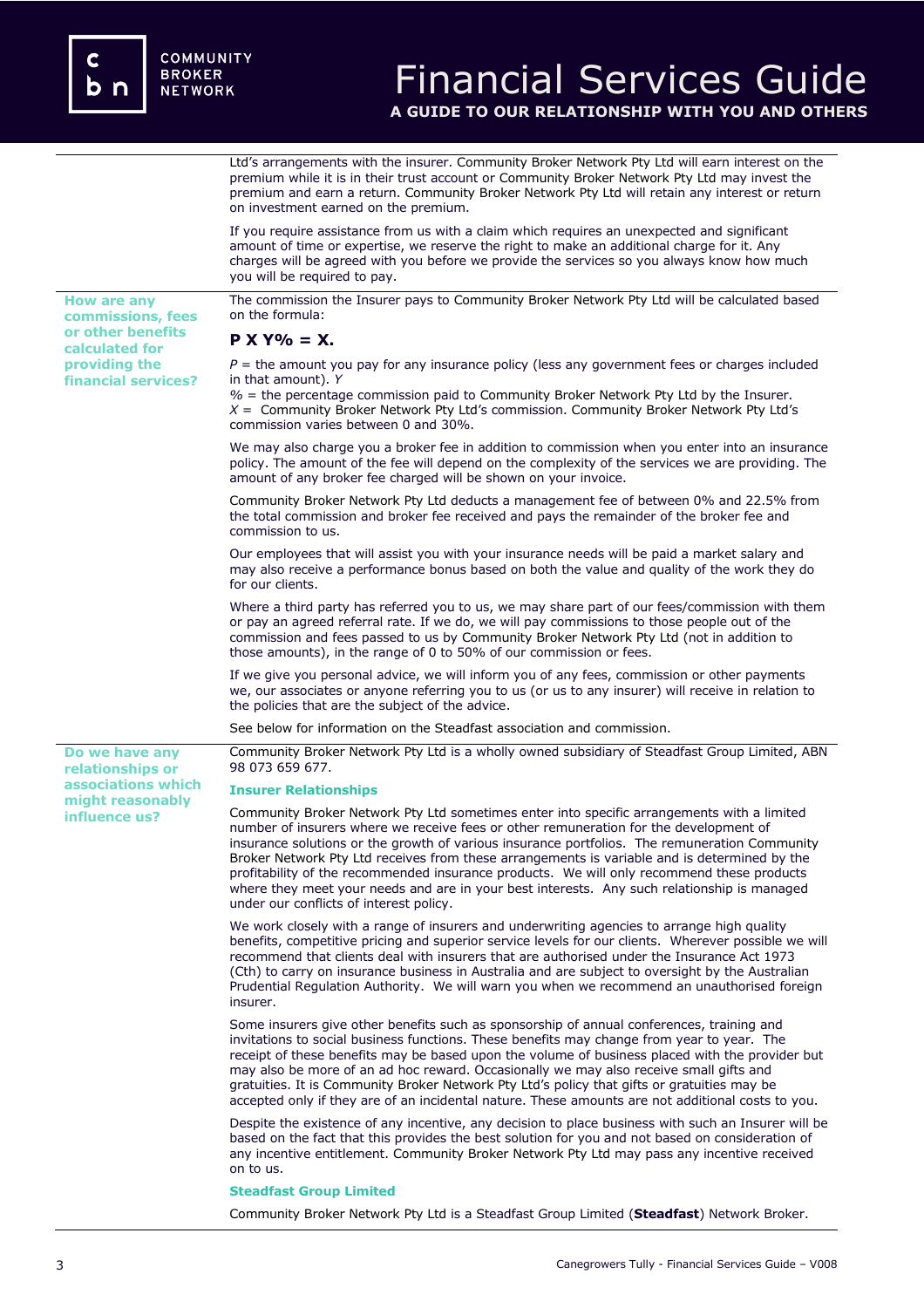Ltd's arrangements with the insurer. Community Broker Network Pty Ltd will earn interest on the premium while it is in their trust account or Community Broker Network Pty Ltd may invest the premium and earn a return. Community Broker Network Pty Ltd will retain any interest or return on investment earned on the premium.

If you require assistance from us with a claim which requires an unexpected and significant amount of time or expertise, we reserve the right to make an additional charge for it. Any charges will be agreed with you before we provide the services so you always know how much you will be required to pay.

### How are any commissions, fees or other benefits calculated for providing the financial services?

The commission the Insurer pays to Community Broker Network Pty Ltd will be calculated based on the formula:

**P X Y% = X.**

*P* = the amount you pay for any insurance policy (less any government fees or charges included in that amount). *Y*
*%* = the percentage commission paid to Community Broker Network Pty Ltd by the Insurer.
*X* = Community Broker Network Pty Ltd's commission. Community Broker Network Pty Ltd's commission varies between 0 and 30%.

We may also charge you a broker fee in addition to commission when you enter into an insurance policy. The amount of the fee will depend on the complexity of the services we are providing. The amount of any broker fee charged will be shown on your invoice.

Community Broker Network Pty Ltd deducts a management fee of between 0% and 22.5% from the total commission and broker fee received and pays the remainder of the broker fee and commission to us.

Our employees that will assist you with your insurance needs will be paid a market salary and may also receive a performance bonus based on both the value and quality of the work they do for our clients.

Where a third party has referred you to us, we may share part of our fees/commission with them or pay an agreed referral rate. If we do, we will pay commissions to those people out of the commission and fees passed to us by Community Broker Network Pty Ltd (not in addition to those amounts), in the range of 0 to 50% of our commission or fees.

If we give you personal advice, we will inform you of any fees, commission or other payments we, our associates or anyone referring you to us (or us to any insurer) will receive in relation to the policies that are the subject of the advice.

See below for information on the Steadfast association and commission.

### Do we have any relationships or associations which might reasonably influence us?

Community Broker Network Pty Ltd is a wholly owned subsidiary of Steadfast Group Limited, ABN 98 073 659 677.

#### Insurer Relationships

Community Broker Network Pty Ltd sometimes enter into specific arrangements with a limited number of insurers where we receive fees or other remuneration for the development of insurance solutions or the growth of various insurance portfolios. The remuneration Community Broker Network Pty Ltd receives from these arrangements is variable and is determined by the profitability of the recommended insurance products. We will only recommend these products where they meet your needs and are in your best interests. Any such relationship is managed under our conflicts of interest policy.

We work closely with a range of insurers and underwriting agencies to arrange high quality benefits, competitive pricing and superior service levels for our clients. Wherever possible we will recommend that clients deal with insurers that are authorised under the Insurance Act 1973 (Cth) to carry on insurance business in Australia and are subject to oversight by the Australian Prudential Regulation Authority. We will warn you when we recommend an unauthorised foreign insurer.

Some insurers give other benefits such as sponsorship of annual conferences, training and invitations to social business functions. These benefits may change from year to year. The receipt of these benefits may be based upon the volume of business placed with the provider but may also be more of an ad hoc reward. Occasionally we may also receive small gifts and gratuities. It is Community Broker Network Pty Ltd's policy that gifts or gratuities may be accepted only if they are of an incidental nature. These amounts are not additional costs to you.

Despite the existence of any incentive, any decision to place business with such an Insurer will be based on the fact that this provides the best solution for you and not based on consideration of any incentive entitlement. Community Broker Network Pty Ltd may pass any incentive received on to us.

#### Steadfast Group Limited

Community Broker Network Pty Ltd is a Steadfast Group Limited (**Steadfast**) Network Broker.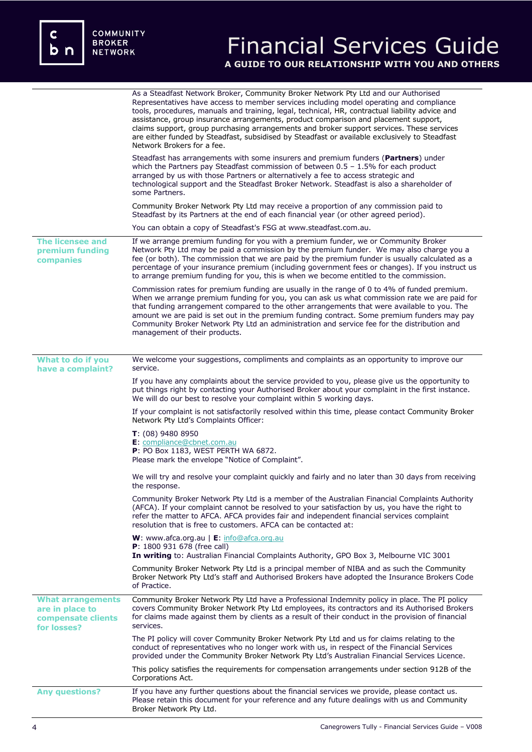As a Steadfast Network Broker, Community Broker Network Pty Ltd and our Authorised Representatives have access to member services including model operating and compliance tools, procedures, manuals and training, legal, technical, HR, contractual liability advice and assistance, group insurance arrangements, product comparison and placement support, claims support, group purchasing arrangements and broker support services. These services are either funded by Steadfast, subsidised by Steadfast or available exclusively to Steadfast Network Brokers for a fee.

Steadfast has arrangements with some insurers and premium funders (**Partners**) under which the Partners pay Steadfast commission of between 0.5 – 1.5% for each product arranged by us with those Partners or alternatively a fee to access strategic and technological support and the Steadfast Broker Network. Steadfast is also a shareholder of some Partners.

Community Broker Network Pty Ltd may receive a proportion of any commission paid to Steadfast by its Partners at the end of each financial year (or other agreed period).

You can obtain a copy of Steadfast's FSG at www.steadfast.com.au.

## The licensee and premium funding companies

If we arrange premium funding for you with a premium funder, we or Community Broker Network Pty Ltd may be paid a commission by the premium funder. We may also charge you a fee (or both). The commission that we are paid by the premium funder is usually calculated as a percentage of your insurance premium (including government fees or changes). If you instruct us to arrange premium funding for you, this is when we become entitled to the commission.

Commission rates for premium funding are usually in the range of 0 to 4% of funded premium. When we arrange premium funding for you, you can ask us what commission rate we are paid for that funding arrangement compared to the other arrangements that were available to you. The amount we are paid is set out in the premium funding contract. Some premium funders may pay Community Broker Network Pty Ltd an administration and service fee for the distribution and management of their products.

## What to do if you have a complaint?

We welcome your suggestions, compliments and complaints as an opportunity to improve our service.

If you have any complaints about the service provided to you, please give us the opportunity to put things right by contacting your Authorised Broker about your complaint in the first instance. We will do our best to resolve your complaint within 5 working days.

If your complaint is not satisfactorily resolved within this time, please contact Community Broker Network Pty Ltd's Complaints Officer:

**T**: (08) 9480 8950
**E**: compliance@cbnet.com.au
**P**: PO Box 1183, WEST PERTH WA 6872.
Please mark the envelope "Notice of Complaint".

We will try and resolve your complaint quickly and fairly and no later than 30 days from receiving the response.

Community Broker Network Pty Ltd is a member of the Australian Financial Complaints Authority (AFCA). If your complaint cannot be resolved to your satisfaction by us, you have the right to refer the matter to AFCA. AFCA provides fair and independent financial services complaint resolution that is free to customers. AFCA can be contacted at:

**W**: www.afca.org.au | **E**: info@afca.org.au
**P**: 1800 931 678 (free call)
**In writing** to: Australian Financial Complaints Authority, GPO Box 3, Melbourne VIC 3001

Community Broker Network Pty Ltd is a principal member of NIBA and as such the Community Broker Network Pty Ltd's staff and Authorised Brokers have adopted the Insurance Brokers Code of Practice.

## What arrangements are in place to compensate clients for losses?

Community Broker Network Pty Ltd have a Professional Indemnity policy in place. The PI policy covers Community Broker Network Pty Ltd employees, its contractors and its Authorised Brokers for claims made against them by clients as a result of their conduct in the provision of financial services.

The PI policy will cover Community Broker Network Pty Ltd and us for claims relating to the conduct of representatives who no longer work with us, in respect of the Financial Services provided under the Community Broker Network Pty Ltd's Australian Financial Services Licence.

This policy satisfies the requirements for compensation arrangements under section 912B of the Corporations Act.

## Any questions?

If you have any further questions about the financial services we provide, please contact us. Please retain this document for your reference and any future dealings with us and Community Broker Network Pty Ltd.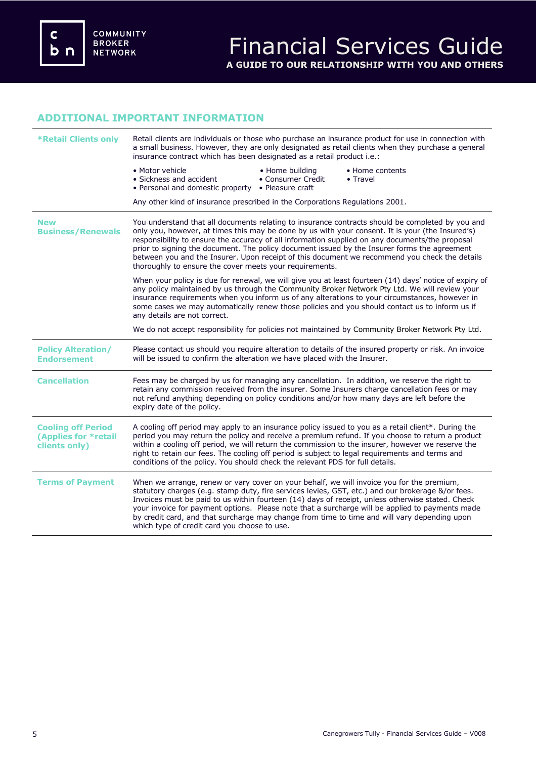# Financial Services Guide

**A GUIDE TO OUR RELATIONSHIP WITH YOU AND OTHERS**

## ADDITIONAL IMPORTANT INFORMATION

| | |
|---|---|
| ***Retail Clients only** | Retail clients are individuals or those who purchase an insurance product for use in connection with a small business. However, they are only designated as retail clients when they purchase a general insurance contract which has been designated as a retail product i.e.:<br><br>• Motor vehicle • Home building • Home contents<br>• Sickness and accident • Consumer Credit • Travel<br>• Personal and domestic property • Pleasure craft<br><br>Any other kind of insurance prescribed in the Corporations Regulations 2001. |
| **New Business/Renewals** | You understand that all documents relating to insurance contracts should be completed by you and only you, however, at times this may be done by us with your consent. It is your (the Insured's) responsibility to ensure the accuracy of all information supplied on any documents/the proposal prior to signing the document. The policy document issued by the Insurer forms the agreement between you and the Insurer. Upon receipt of this document we recommend you check the details thoroughly to ensure the cover meets your requirements.<br><br>When your policy is due for renewal, we will give you at least fourteen (14) days' notice of expiry of any policy maintained by us through the Community Broker Network Pty Ltd. We will review your insurance requirements when you inform us of any alterations to your circumstances, however in some cases we may automatically renew those policies and you should contact us to inform us if any details are not correct.<br><br>We do not accept responsibility for policies not maintained by Community Broker Network Pty Ltd. |
| **Policy Alteration/ Endorsement** | Please contact us should you require alteration to details of the insured property or risk. An invoice will be issued to confirm the alteration we have placed with the Insurer. |
| **Cancellation** | Fees may be charged by us for managing any cancellation. In addition, we reserve the right to retain any commission received from the insurer. Some Insurers charge cancellation fees or may not refund anything depending on policy conditions and/or how many days are left before the expiry date of the policy. |
| **Cooling off Period (Applies for *retail clients only)** | A cooling off period may apply to an insurance policy issued to you as a retail client*. During the period you may return the policy and receive a premium refund. If you choose to return a product within a cooling off period, we will return the commission to the insurer, however we reserve the right to retain our fees. The cooling off period is subject to legal requirements and terms and conditions of the policy. You should check the relevant PDS for full details. |
| **Terms of Payment** | When we arrange, renew or vary cover on your behalf, we will invoice you for the premium, statutory charges (e.g. stamp duty, fire services levies, GST, etc.) and our brokerage &/or fees. Invoices must be paid to us within fourteen (14) days of receipt, unless otherwise stated. Check your invoice for payment options. Please note that a surcharge will be applied to payments made by credit card, and that surcharge may change from time to time and will vary depending upon which type of credit card you choose to use. |